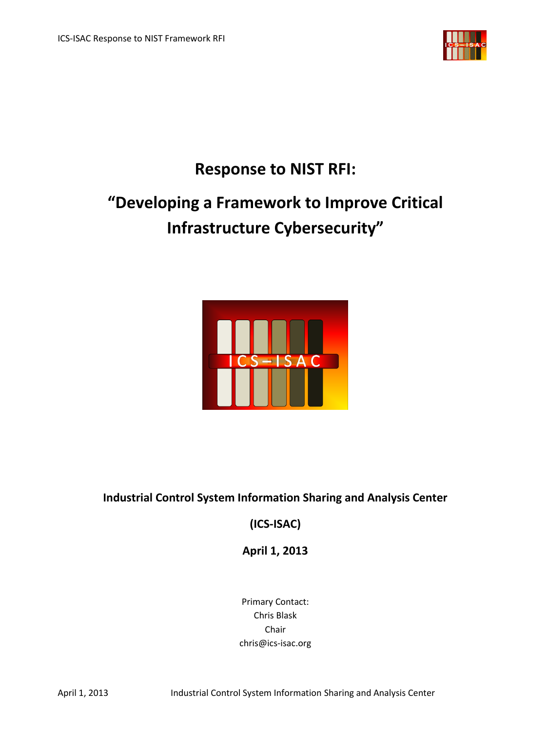# Response to NIST RFI:

# "Developing a Framework to Improve Critical Infrastructure Cybersecurity"

**Industrial Control System Information Sharing and Analysis Center**

**(ICS-ISAC)**

**April 1, 2013**

Primary Contact:
Chris Blask
Chair
chris@ics-isac.org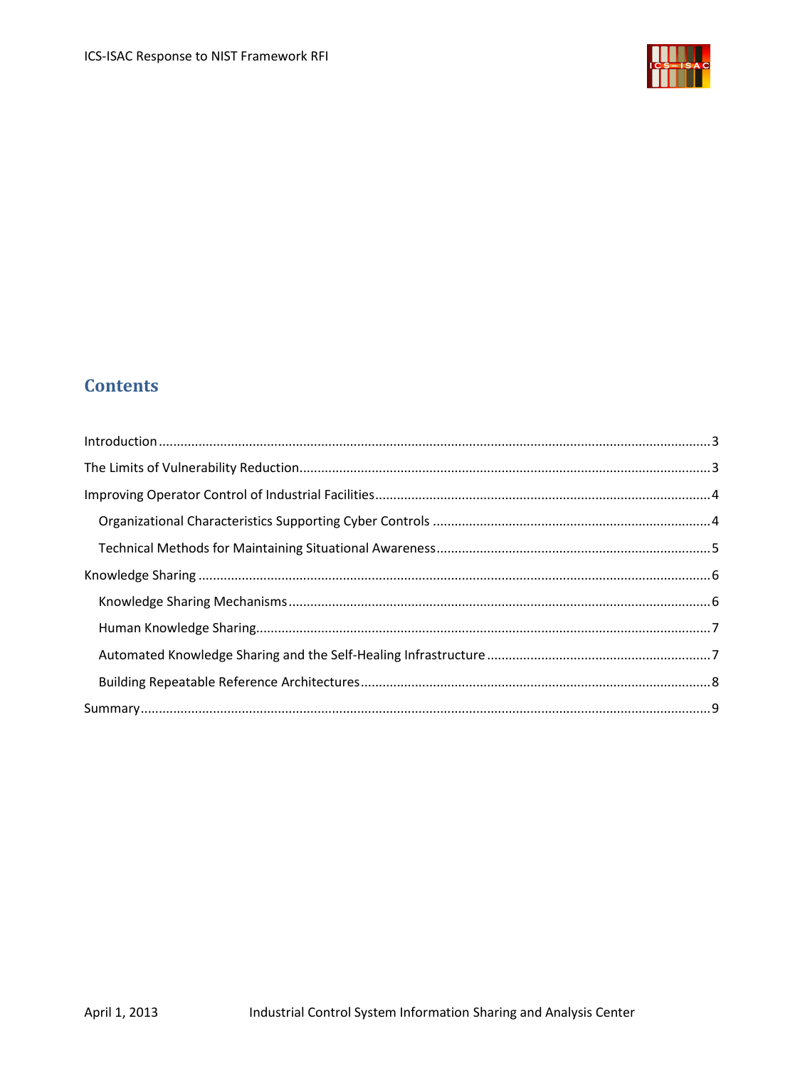## Contents

Introduction ..... 3

The Limits of Vulnerability Reduction ..... 3

Improving Operator Control of Industrial Facilities ..... 4

- Organizational Characteristics Supporting Cyber Controls ..... 4
- Technical Methods for Maintaining Situational Awareness ..... 5

Knowledge Sharing ..... 6

- Knowledge Sharing Mechanisms ..... 6
- Human Knowledge Sharing ..... 7
- Automated Knowledge Sharing and the Self-Healing Infrastructure ..... 7
- Building Repeatable Reference Architectures ..... 8

Summary ..... 9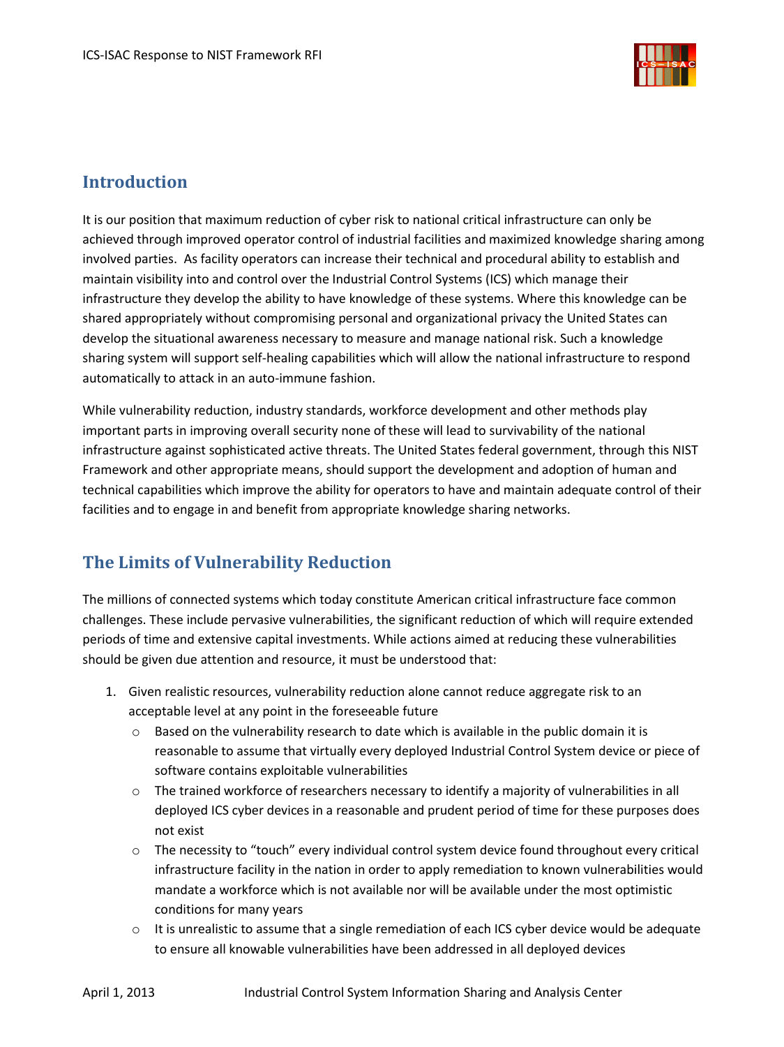## Introduction

It is our position that maximum reduction of cyber risk to national critical infrastructure can only be achieved through improved operator control of industrial facilities and maximized knowledge sharing among involved parties. As facility operators can increase their technical and procedural ability to establish and maintain visibility into and control over the Industrial Control Systems (ICS) which manage their infrastructure they develop the ability to have knowledge of these systems. Where this knowledge can be shared appropriately without compromising personal and organizational privacy the United States can develop the situational awareness necessary to measure and manage national risk. Such a knowledge sharing system will support self-healing capabilities which will allow the national infrastructure to respond automatically to attack in an auto-immune fashion.

While vulnerability reduction, industry standards, workforce development and other methods play important parts in improving overall security none of these will lead to survivability of the national infrastructure against sophisticated active threats. The United States federal government, through this NIST Framework and other appropriate means, should support the development and adoption of human and technical capabilities which improve the ability for operators to have and maintain adequate control of their facilities and to engage in and benefit from appropriate knowledge sharing networks.

## The Limits of Vulnerability Reduction

The millions of connected systems which today constitute American critical infrastructure face common challenges. These include pervasive vulnerabilities, the significant reduction of which will require extended periods of time and extensive capital investments. While actions aimed at reducing these vulnerabilities should be given due attention and resource, it must be understood that:

1. Given realistic resources, vulnerability reduction alone cannot reduce aggregate risk to an acceptable level at any point in the foreseeable future
   - Based on the vulnerability research to date which is available in the public domain it is reasonable to assume that virtually every deployed Industrial Control System device or piece of software contains exploitable vulnerabilities
   - The trained workforce of researchers necessary to identify a majority of vulnerabilities in all deployed ICS cyber devices in a reasonable and prudent period of time for these purposes does not exist
   - The necessity to "touch" every individual control system device found throughout every critical infrastructure facility in the nation in order to apply remediation to known vulnerabilities would mandate a workforce which is not available nor will be available under the most optimistic conditions for many years
   - It is unrealistic to assume that a single remediation of each ICS cyber device would be adequate to ensure all knowable vulnerabilities have been addressed in all deployed devices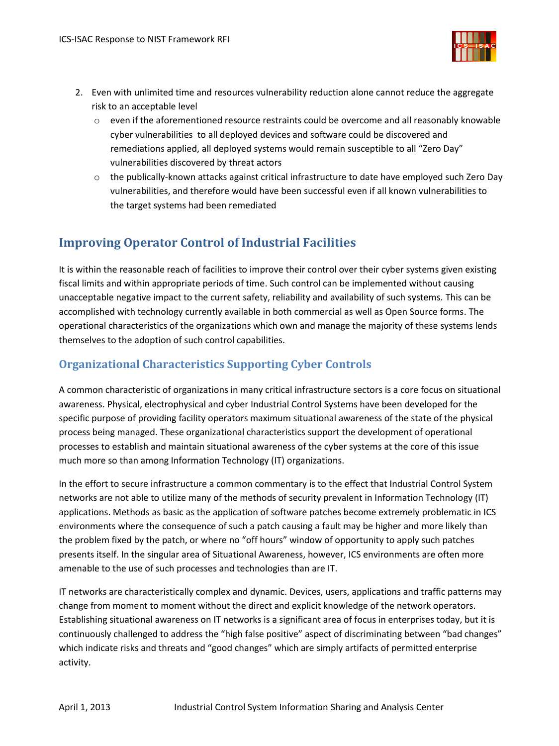2. Even with unlimited time and resources vulnerability reduction alone cannot reduce the aggregate risk to an acceptable level
   - even if the aforementioned resource restraints could be overcome and all reasonably knowable cyber vulnerabilities to all deployed devices and software could be discovered and remediations applied, all deployed systems would remain susceptible to all "Zero Day" vulnerabilities discovered by threat actors
   - the publically-known attacks against critical infrastructure to date have employed such Zero Day vulnerabilities, and therefore would have been successful even if all known vulnerabilities to the target systems had been remediated

## Improving Operator Control of Industrial Facilities

It is within the reasonable reach of facilities to improve their control over their cyber systems given existing fiscal limits and within appropriate periods of time. Such control can be implemented without causing unacceptable negative impact to the current safety, reliability and availability of such systems. This can be accomplished with technology currently available in both commercial as well as Open Source forms. The operational characteristics of the organizations which own and manage the majority of these systems lends themselves to the adoption of such control capabilities.

### Organizational Characteristics Supporting Cyber Controls

A common characteristic of organizations in many critical infrastructure sectors is a core focus on situational awareness. Physical, electrophysical and cyber Industrial Control Systems have been developed for the specific purpose of providing facility operators maximum situational awareness of the state of the physical process being managed. These organizational characteristics support the development of operational processes to establish and maintain situational awareness of the cyber systems at the core of this issue much more so than among Information Technology (IT) organizations.

In the effort to secure infrastructure a common commentary is to the effect that Industrial Control System networks are not able to utilize many of the methods of security prevalent in Information Technology (IT) applications. Methods as basic as the application of software patches become extremely problematic in ICS environments where the consequence of such a patch causing a fault may be higher and more likely than the problem fixed by the patch, or where no "off hours" window of opportunity to apply such patches presents itself. In the singular area of Situational Awareness, however, ICS environments are often more amenable to the use of such processes and technologies than are IT.

IT networks are characteristically complex and dynamic. Devices, users, applications and traffic patterns may change from moment to moment without the direct and explicit knowledge of the network operators. Establishing situational awareness on IT networks is a significant area of focus in enterprises today, but it is continuously challenged to address the "high false positive" aspect of discriminating between "bad changes" which indicate risks and threats and "good changes" which are simply artifacts of permitted enterprise activity.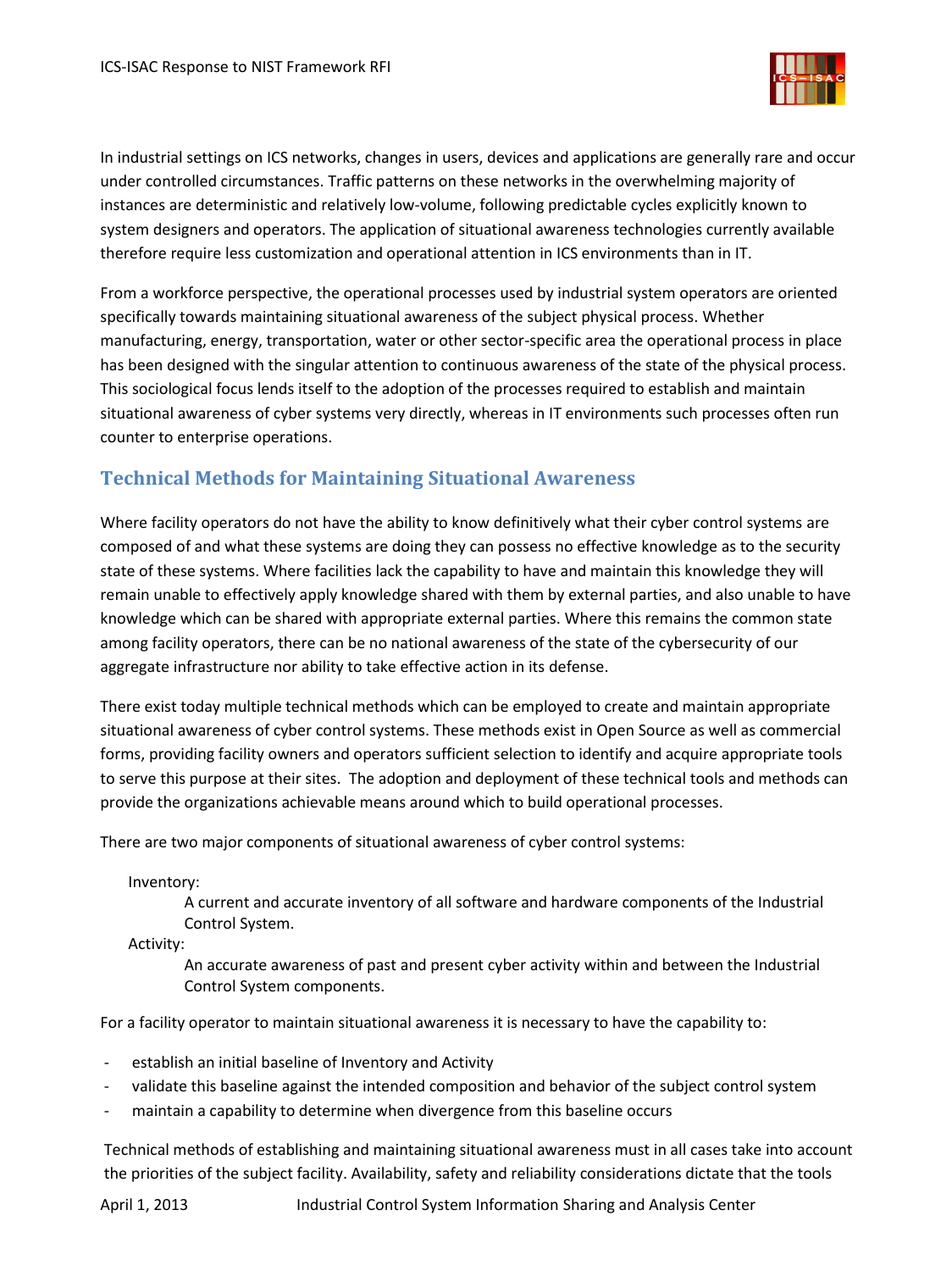In industrial settings on ICS networks, changes in users, devices and applications are generally rare and occur under controlled circumstances. Traffic patterns on these networks in the overwhelming majority of instances are deterministic and relatively low-volume, following predictable cycles explicitly known to system designers and operators. The application of situational awareness technologies currently available therefore require less customization and operational attention in ICS environments than in IT.

From a workforce perspective, the operational processes used by industrial system operators are oriented specifically towards maintaining situational awareness of the subject physical process. Whether manufacturing, energy, transportation, water or other sector-specific area the operational process in place has been designed with the singular attention to continuous awareness of the state of the physical process. This sociological focus lends itself to the adoption of the processes required to establish and maintain situational awareness of cyber systems very directly, whereas in IT environments such processes often run counter to enterprise operations.

## Technical Methods for Maintaining Situational Awareness

Where facility operators do not have the ability to know definitively what their cyber control systems are composed of and what these systems are doing they can possess no effective knowledge as to the security state of these systems. Where facilities lack the capability to have and maintain this knowledge they will remain unable to effectively apply knowledge shared with them by external parties, and also unable to have knowledge which can be shared with appropriate external parties. Where this remains the common state among facility operators, there can be no national awareness of the state of the cybersecurity of our aggregate infrastructure nor ability to take effective action in its defense.

There exist today multiple technical methods which can be employed to create and maintain appropriate situational awareness of cyber control systems. These methods exist in Open Source as well as commercial forms, providing facility owners and operators sufficient selection to identify and acquire appropriate tools to serve this purpose at their sites. The adoption and deployment of these technical tools and methods can provide the organizations achievable means around which to build operational processes.

There are two major components of situational awareness of cyber control systems:

Inventory:
: A current and accurate inventory of all software and hardware components of the Industrial Control System.

Activity:
: An accurate awareness of past and present cyber activity within and between the Industrial Control System components.

For a facility operator to maintain situational awareness it is necessary to have the capability to:

- establish an initial baseline of Inventory and Activity
- validate this baseline against the intended composition and behavior of the subject control system
- maintain a capability to determine when divergence from this baseline occurs

Technical methods of establishing and maintaining situational awareness must in all cases take into account the priorities of the subject facility. Availability, safety and reliability considerations dictate that the tools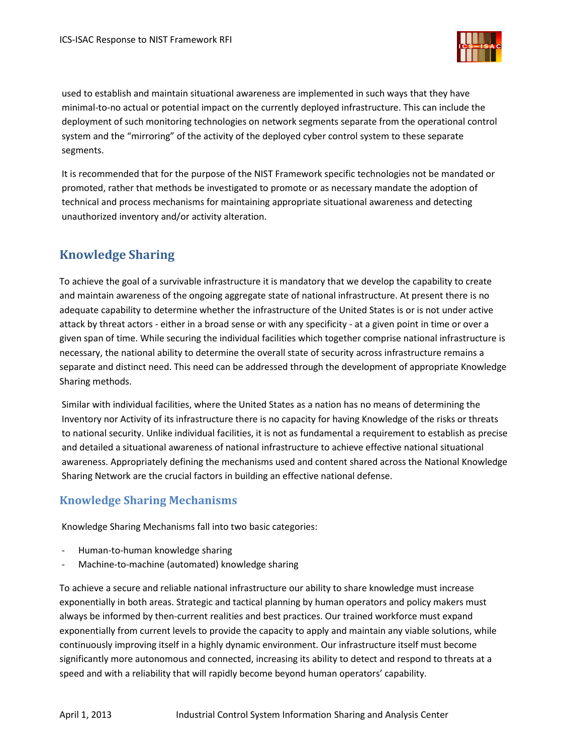used to establish and maintain situational awareness are implemented in such ways that they have minimal-to-no actual or potential impact on the currently deployed infrastructure. This can include the deployment of such monitoring technologies on network segments separate from the operational control system and the "mirroring" of the activity of the deployed cyber control system to these separate segments.

It is recommended that for the purpose of the NIST Framework specific technologies not be mandated or promoted, rather that methods be investigated to promote or as necessary mandate the adoption of technical and process mechanisms for maintaining appropriate situational awareness and detecting unauthorized inventory and/or activity alteration.

## Knowledge Sharing

To achieve the goal of a survivable infrastructure it is mandatory that we develop the capability to create and maintain awareness of the ongoing aggregate state of national infrastructure. At present there is no adequate capability to determine whether the infrastructure of the United States is or is not under active attack by threat actors - either in a broad sense or with any specificity - at a given point in time or over a given span of time. While securing the individual facilities which together comprise national infrastructure is necessary, the national ability to determine the overall state of security across infrastructure remains a separate and distinct need. This need can be addressed through the development of appropriate Knowledge Sharing methods.

Similar with individual facilities, where the United States as a nation has no means of determining the Inventory nor Activity of its infrastructure there is no capacity for having Knowledge of the risks or threats to national security. Unlike individual facilities, it is not as fundamental a requirement to establish as precise and detailed a situational awareness of national infrastructure to achieve effective national situational awareness. Appropriately defining the mechanisms used and content shared across the National Knowledge Sharing Network are the crucial factors in building an effective national defense.

### Knowledge Sharing Mechanisms

Knowledge Sharing Mechanisms fall into two basic categories:

- Human-to-human knowledge sharing
- Machine-to-machine (automated) knowledge sharing

To achieve a secure and reliable national infrastructure our ability to share knowledge must increase exponentially in both areas. Strategic and tactical planning by human operators and policy makers must always be informed by then-current realities and best practices. Our trained workforce must expand exponentially from current levels to provide the capacity to apply and maintain any viable solutions, while continuously improving itself in a highly dynamic environment. Our infrastructure itself must become significantly more autonomous and connected, increasing its ability to detect and respond to threats at a speed and with a reliability that will rapidly become beyond human operators' capability.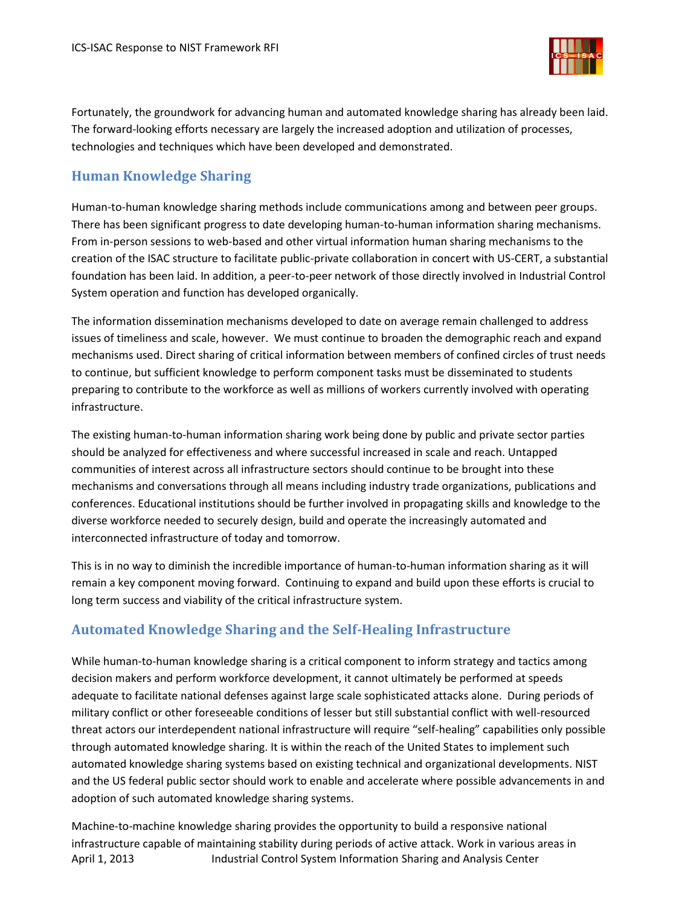Fortunately, the groundwork for advancing human and automated knowledge sharing has already been laid. The forward-looking efforts necessary are largely the increased adoption and utilization of processes, technologies and techniques which have been developed and demonstrated.

## Human Knowledge Sharing

Human-to-human knowledge sharing methods include communications among and between peer groups. There has been significant progress to date developing human-to-human information sharing mechanisms. From in-person sessions to web-based and other virtual information human sharing mechanisms to the creation of the ISAC structure to facilitate public-private collaboration in concert with US-CERT, a substantial foundation has been laid. In addition, a peer-to-peer network of those directly involved in Industrial Control System operation and function has developed organically.

The information dissemination mechanisms developed to date on average remain challenged to address issues of timeliness and scale, however. We must continue to broaden the demographic reach and expand mechanisms used. Direct sharing of critical information between members of confined circles of trust needs to continue, but sufficient knowledge to perform component tasks must be disseminated to students preparing to contribute to the workforce as well as millions of workers currently involved with operating infrastructure.

The existing human-to-human information sharing work being done by public and private sector parties should be analyzed for effectiveness and where successful increased in scale and reach. Untapped communities of interest across all infrastructure sectors should continue to be brought into these mechanisms and conversations through all means including industry trade organizations, publications and conferences. Educational institutions should be further involved in propagating skills and knowledge to the diverse workforce needed to securely design, build and operate the increasingly automated and interconnected infrastructure of today and tomorrow.

This is in no way to diminish the incredible importance of human-to-human information sharing as it will remain a key component moving forward. Continuing to expand and build upon these efforts is crucial to long term success and viability of the critical infrastructure system.

## Automated Knowledge Sharing and the Self-Healing Infrastructure

While human-to-human knowledge sharing is a critical component to inform strategy and tactics among decision makers and perform workforce development, it cannot ultimately be performed at speeds adequate to facilitate national defenses against large scale sophisticated attacks alone. During periods of military conflict or other foreseeable conditions of lesser but still substantial conflict with well-resourced threat actors our interdependent national infrastructure will require "self-healing" capabilities only possible through automated knowledge sharing. It is within the reach of the United States to implement such automated knowledge sharing systems based on existing technical and organizational developments. NIST and the US federal public sector should work to enable and accelerate where possible advancements in and adoption of such automated knowledge sharing systems.

Machine-to-machine knowledge sharing provides the opportunity to build a responsive national infrastructure capable of maintaining stability during periods of active attack. Work in various areas in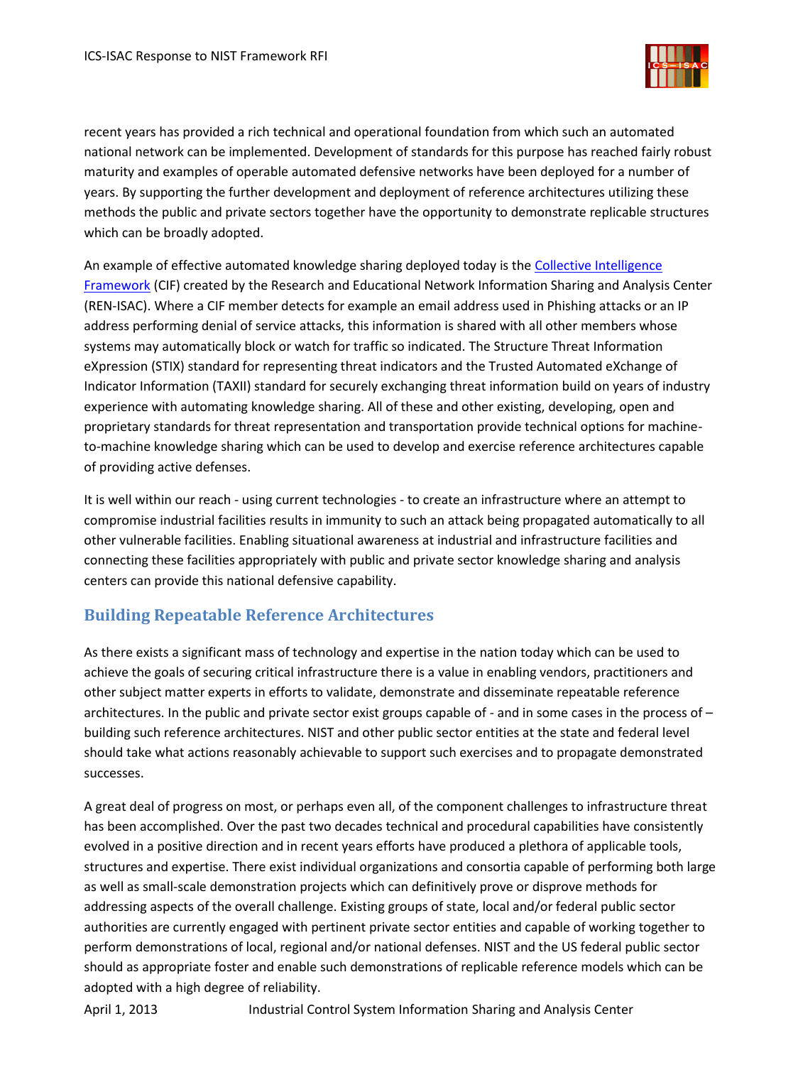recent years has provided a rich technical and operational foundation from which such an automated national network can be implemented. Development of standards for this purpose has reached fairly robust maturity and examples of operable automated defensive networks have been deployed for a number of years. By supporting the further development and deployment of reference architectures utilizing these methods the public and private sectors together have the opportunity to demonstrate replicable structures which can be broadly adopted.

An example of effective automated knowledge sharing deployed today is the [Collective Intelligence Framework](#) (CIF) created by the Research and Educational Network Information Sharing and Analysis Center (REN-ISAC). Where a CIF member detects for example an email address used in Phishing attacks or an IP address performing denial of service attacks, this information is shared with all other members whose systems may automatically block or watch for traffic so indicated. The Structure Threat Information eXpression (STIX) standard for representing threat indicators and the Trusted Automated eXchange of Indicator Information (TAXII) standard for securely exchanging threat information build on years of industry experience with automating knowledge sharing. All of these and other existing, developing, open and proprietary standards for threat representation and transportation provide technical options for machine-to-machine knowledge sharing which can be used to develop and exercise reference architectures capable of providing active defenses.

It is well within our reach - using current technologies - to create an infrastructure where an attempt to compromise industrial facilities results in immunity to such an attack being propagated automatically to all other vulnerable facilities. Enabling situational awareness at industrial and infrastructure facilities and connecting these facilities appropriately with public and private sector knowledge sharing and analysis centers can provide this national defensive capability.

## Building Repeatable Reference Architectures

As there exists a significant mass of technology and expertise in the nation today which can be used to achieve the goals of securing critical infrastructure there is a value in enabling vendors, practitioners and other subject matter experts in efforts to validate, demonstrate and disseminate repeatable reference architectures. In the public and private sector exist groups capable of - and in some cases in the process of – building such reference architectures. NIST and other public sector entities at the state and federal level should take what actions reasonably achievable to support such exercises and to propagate demonstrated successes.

A great deal of progress on most, or perhaps even all, of the component challenges to infrastructure threat has been accomplished. Over the past two decades technical and procedural capabilities have consistently evolved in a positive direction and in recent years efforts have produced a plethora of applicable tools, structures and expertise. There exist individual organizations and consortia capable of performing both large as well as small-scale demonstration projects which can definitively prove or disprove methods for addressing aspects of the overall challenge. Existing groups of state, local and/or federal public sector authorities are currently engaged with pertinent private sector entities and capable of working together to perform demonstrations of local, regional and/or national defenses. NIST and the US federal public sector should as appropriate foster and enable such demonstrations of replicable reference models which can be adopted with a high degree of reliability.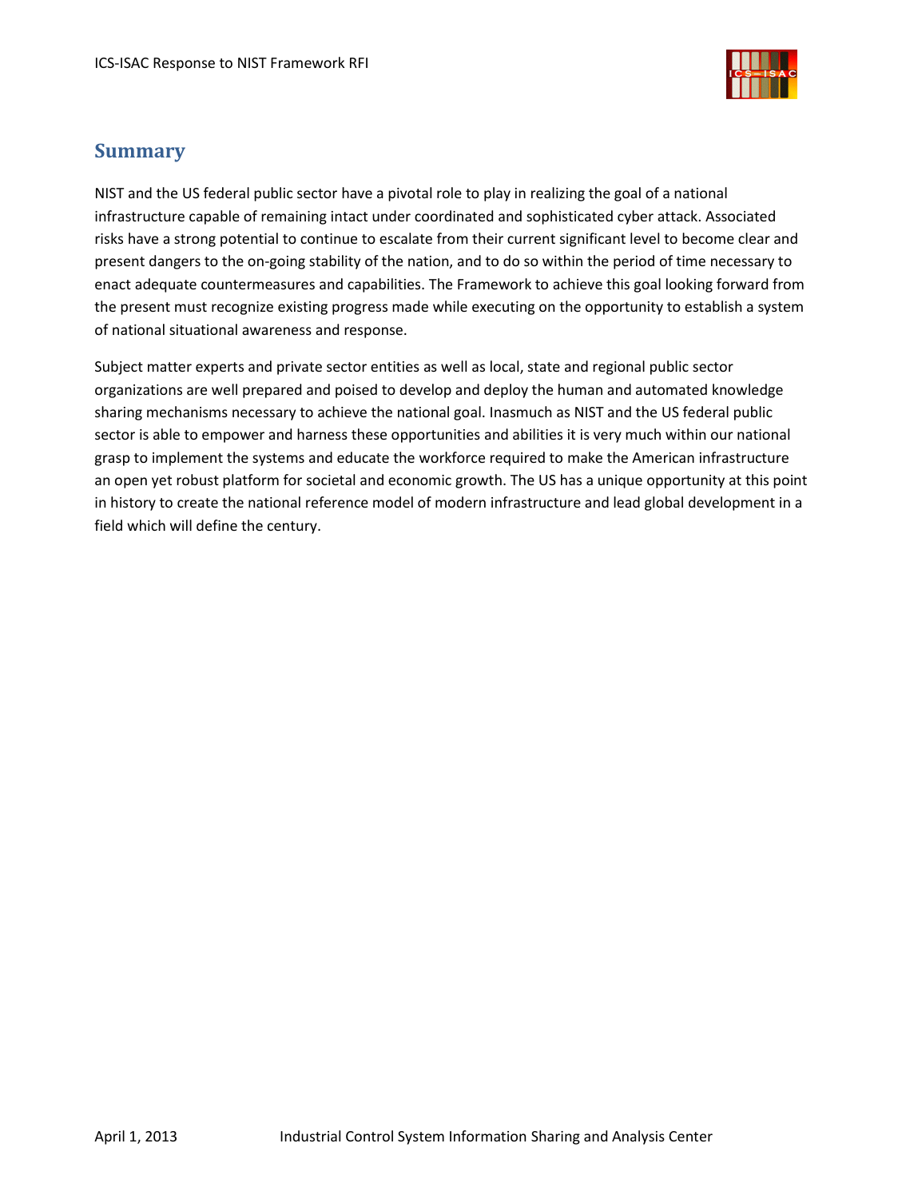## Summary

NIST and the US federal public sector have a pivotal role to play in realizing the goal of a national infrastructure capable of remaining intact under coordinated and sophisticated cyber attack. Associated risks have a strong potential to continue to escalate from their current significant level to become clear and present dangers to the on-going stability of the nation, and to do so within the period of time necessary to enact adequate countermeasures and capabilities. The Framework to achieve this goal looking forward from the present must recognize existing progress made while executing on the opportunity to establish a system of national situational awareness and response.

Subject matter experts and private sector entities as well as local, state and regional public sector organizations are well prepared and poised to develop and deploy the human and automated knowledge sharing mechanisms necessary to achieve the national goal. Inasmuch as NIST and the US federal public sector is able to empower and harness these opportunities and abilities it is very much within our national grasp to implement the systems and educate the workforce required to make the American infrastructure an open yet robust platform for societal and economic growth. The US has a unique opportunity at this point in history to create the national reference model of modern infrastructure and lead global development in a field which will define the century.